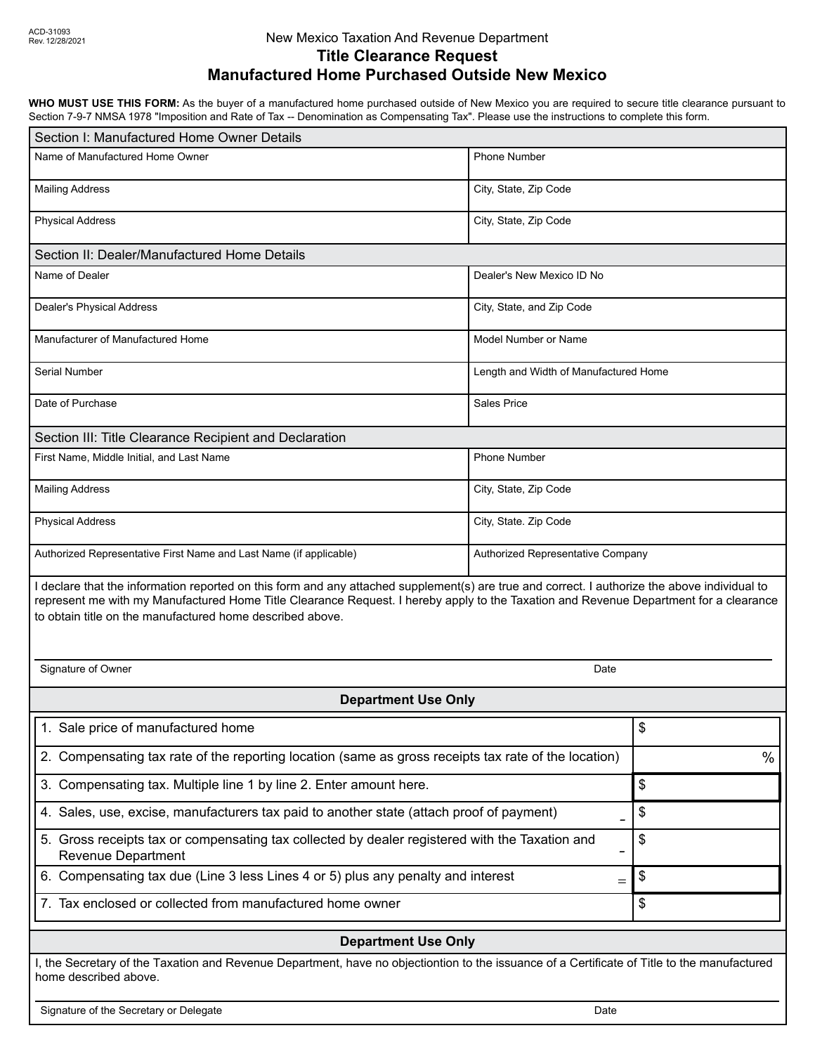ACD-31093
Rev. 12/28/2021

New Mexico Taxation And Revenue Department

# Title Clearance Request
# Manufactured Home Purchased Outside New Mexico

**WHO MUST USE THIS FORM:** As the buyer of a manufactured home purchased outside of New Mexico you are required to secure title clearance pursuant to Section 7-9-7 NMSA 1978 "Imposition and Rate of Tax -- Denomination as Compensating Tax". Please use the instructions to complete this form.

| Section I: Manufactured Home Owner Details | |
|---|---|
| Name of Manufactured Home Owner | Phone Number |
| Mailing Address | City, State, Zip Code |
| Physical Address | City, State, Zip Code |

| Section II: Dealer/Manufactured Home Details | |
|---|---|
| Name of Dealer | Dealer's New Mexico ID No |
| Dealer's Physical Address | City, State, and Zip Code |
| Manufacturer of Manufactured Home | Model Number or Name |
| Serial Number | Length and Width of Manufactured Home |
| Date of Purchase | Sales Price |

| Section III: Title Clearance Recipient and Declaration | |
|---|---|
| First Name, Middle Initial, and Last Name | Phone Number |
| Mailing Address | City, State, Zip Code |
| Physical Address | City, State. Zip Code |
| Authorized Representative First Name and Last Name (if applicable) | Authorized Representative Company |

I declare that the information reported on this form and any attached supplement(s) are true and correct. I authorize the above individual to represent me with my Manufactured Home Title Clearance Request. I hereby apply to the Taxation and Revenue Department for a clearance to obtain title on the manufactured home described above.

Signature of Owner ____________________ Date ____________

### Department Use Only

| | | |
|---|---|---|
| 1. Sale price of manufactured home | | $ |
| 2. Compensating tax rate of the reporting location (same as gross receipts tax rate of the location) | | % |
| 3. Compensating tax. Multiple line 1 by line 2. Enter amount here. | | $ |
| 4. Sales, use, excise, manufacturers tax paid to another state (attach proof of payment) | - | $ |
| 5. Gross receipts tax or compensating tax collected by dealer registered with the Taxation and Revenue Department | - | $ |
| 6. Compensating tax due (Line 3 less Lines 4 or 5) plus any penalty and interest | = | $ |
| 7. Tax enclosed or collected from manufactured home owner | | $ |

### Department Use Only

I, the Secretary of the Taxation and Revenue Department, have no objectiontion to the issuance of a Certificate of Title to the manufactured home described above.

Signature of the Secretary or Delegate ____________________ Date ____________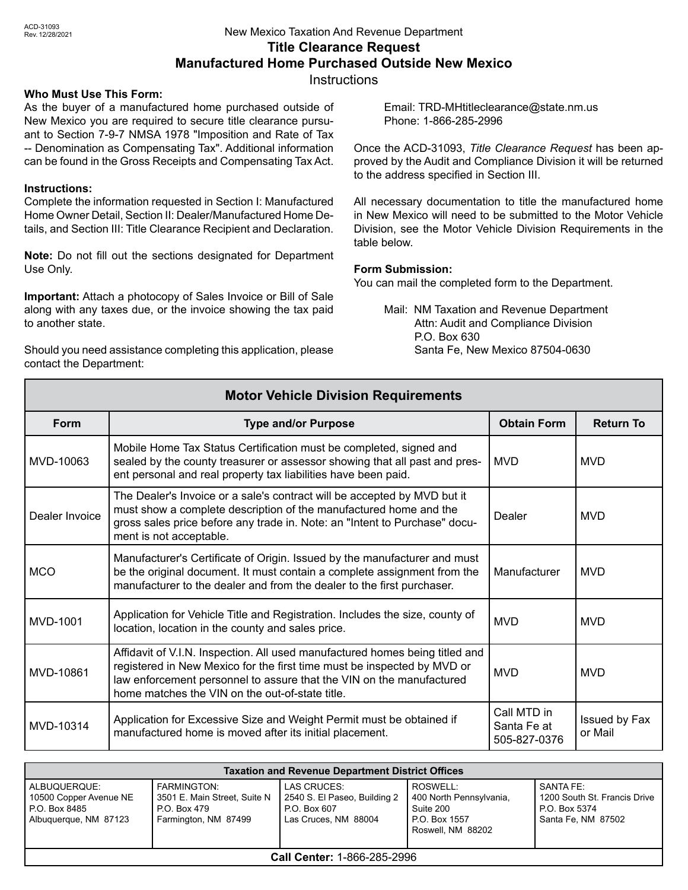ACD-31093
Rev. 12/28/2021

New Mexico Taxation And Revenue Department

# Title Clearance Request
# Manufactured Home Purchased Outside New Mexico

## Instructions

**Who Must Use This Form:**
As the buyer of a manufactured home purchased outside of New Mexico you are required to secure title clearance pursuant to Section 7-9-7 NMSA 1978 "Imposition and Rate of Tax -- Denomination as Compensating Tax". Additional information can be found in the Gross Receipts and Compensating Tax Act.

**Instructions:**
Complete the information requested in Section I: Manufactured Home Owner Detail, Section II: Dealer/Manufactured Home Details, and Section III: Title Clearance Recipient and Declaration.

**Note:** Do not fill out the sections designated for Department Use Only.

**Important:** Attach a photocopy of Sales Invoice or Bill of Sale along with any taxes due, or the invoice showing the tax paid to another state.

Should you need assistance completing this application, please contact the Department:

Email: TRD-MHtitleclearance@state.nm.us
Phone: 1-866-285-2996

Once the ACD-31093, *Title Clearance Request* has been approved by the Audit and Compliance Division it will be returned to the address specified in Section III.

All necessary documentation to title the manufactured home in New Mexico will need to be submitted to the Motor Vehicle Division, see the Motor Vehicle Division Requirements in the table below.

**Form Submission:**
You can mail the completed form to the Department.

Mail: NM Taxation and Revenue Department
Attn: Audit and Compliance Division
P.O. Box 630
Santa Fe, New Mexico 87504-0630

**Motor Vehicle Division Requirements**

| Form | Type and/or Purpose | Obtain Form | Return To |
|---|---|---|---|
| MVD-10063 | Mobile Home Tax Status Certification must be completed, signed and sealed by the county treasurer or assessor showing that all past and present personal and real property tax liabilities have been paid. | MVD | MVD |
| Dealer Invoice | The Dealer's Invoice or a sale's contract will be accepted by MVD but it must show a complete description of the manufactured home and the gross sales price before any trade in. Note: an "Intent to Purchase" document is not acceptable. | Dealer | MVD |
| MCO | Manufacturer's Certificate of Origin. Issued by the manufacturer and must be the original document. It must contain a complete assignment from the manufacturer to the dealer and from the dealer to the first purchaser. | Manufacturer | MVD |
| MVD-1001 | Application for Vehicle Title and Registration. Includes the size, county of location, location in the county and sales price. | MVD | MVD |
| MVD-10861 | Affidavit of V.I.N. Inspection. All used manufactured homes being titled and registered in New Mexico for the first time must be inspected by MVD or law enforcement personnel to assure that the VIN on the manufactured home matches the VIN on the out-of-state title. | MVD | MVD |
| MVD-10314 | Application for Excessive Size and Weight Permit must be obtained if manufactured home is moved after its initial placement. | Call MTD in Santa Fe at 505-827-0376 | Issued by Fax or Mail |

**Taxation and Revenue Department District Offices**

| ALBUQUERQUE: | FARMINGTON: | LAS CRUCES: | ROSWELL: | SANTA FE: |
|---|---|---|---|---|
| 10500 Copper Avenue NE<br>P.O. Box 8485<br>Albuquerque, NM 87123 | 3501 E. Main Street, Suite N<br>P.O. Box 479<br>Farmington, NM 87499 | 2540 S. El Paseo, Building 2<br>P.O. Box 607<br>Las Cruces, NM 88004 | 400 North Pennsylvania, Suite 200<br>P.O. Box 1557<br>Roswell, NM 88202 | 1200 South St. Francis Drive<br>P.O. Box 5374<br>Santa Fe, NM 87502 |

**Call Center:** 1-866-285-2996